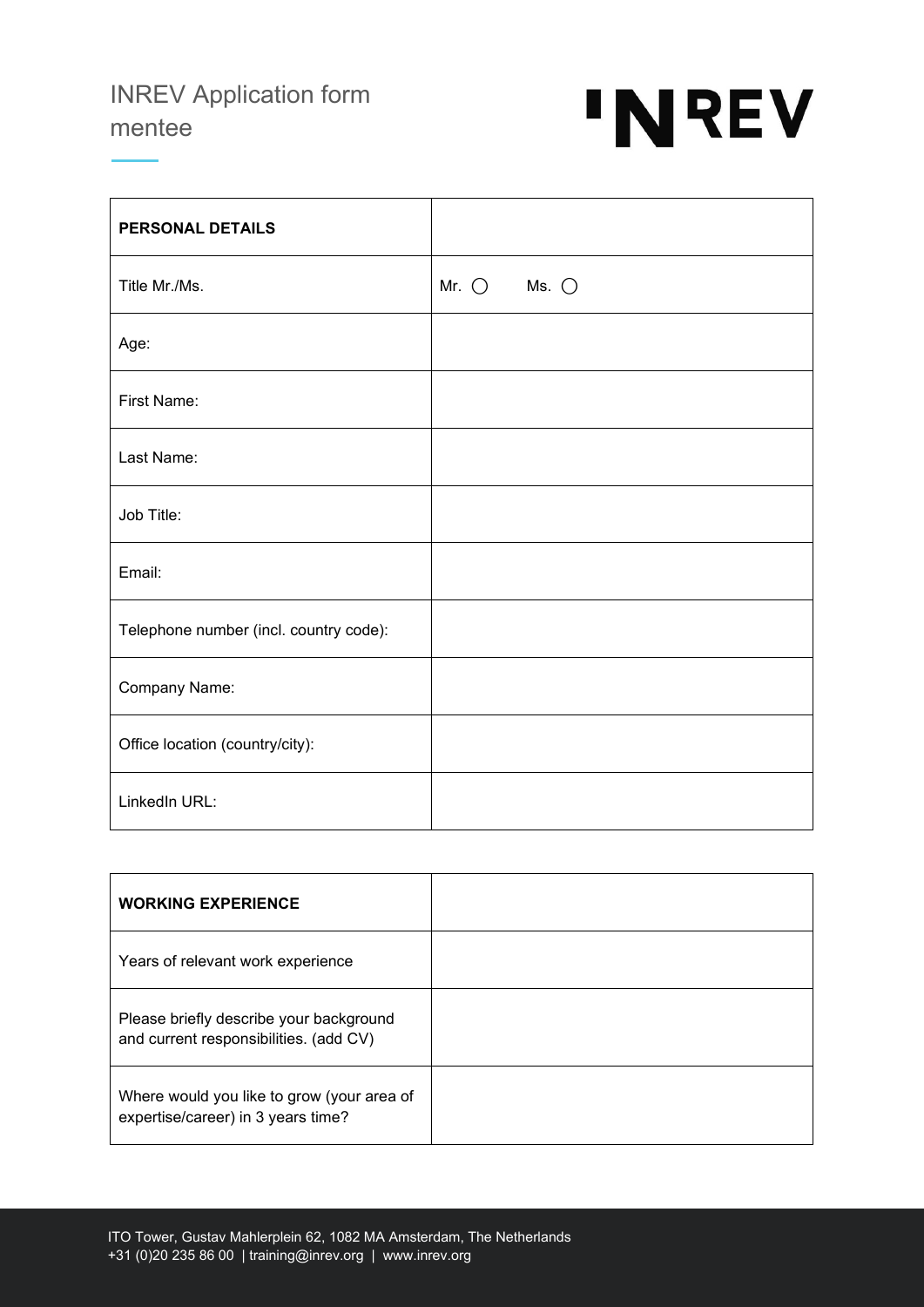# INREV Application form mentee

| PERSONAL DETAILS | |
|---|---|
| Title Mr./Ms. | Mr. ◯ Ms. ◯ |
| Age: | |
| First Name: | |
| Last Name: | |
| Job Title: | |
| Email: | |
| Telephone number (incl. country code): | |
| Company Name: | |
| Office location (country/city): | |
| LinkedIn URL: | |

| WORKING EXPERIENCE | |
|---|---|
| Years of relevant work experience | |
| Please briefly describe your background and current responsibilities. (add CV) | |
| Where would you like to grow (your area of expertise/career) in 3 years time? | |

ITO Tower, Gustav Mahlerplein 62, 1082 MA Amsterdam, The Netherlands
+31 (0)20 235 86 00 | training@inrev.org | www.inrev.org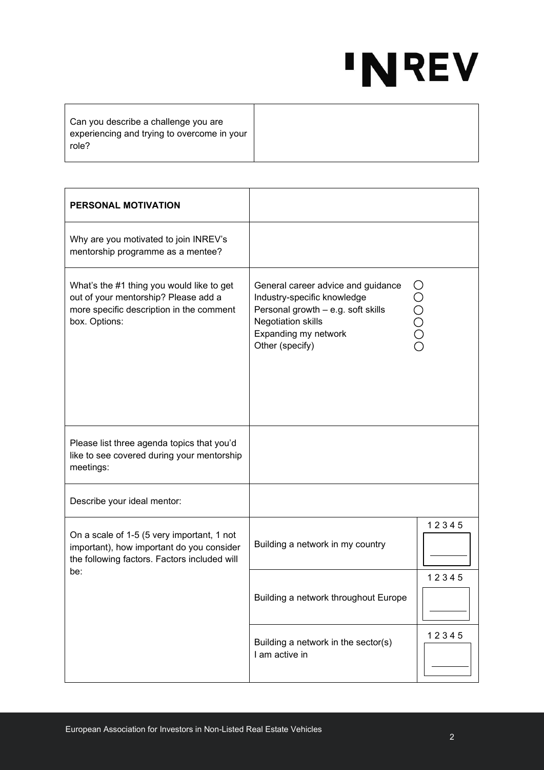| Can you describe a challenge you are experiencing and trying to overcome in your role? | |
| --- | --- |

| PERSONAL MOTIVATION | | |
| --- | --- | --- |
| Why are you motivated to join INREV's mentorship programme as a mentee? | | |
| What's the #1 thing you would like to get out of your mentorship? Please add a more specific description in the comment box. Options: | General career advice and guidance ◯<br>Industry-specific knowledge ◯<br>Personal growth – e.g. soft skills ◯<br>Negotiation skills ◯<br>Expanding my network ◯<br>Other (specify) ◯ | |
| Please list three agenda topics that you'd like to see covered during your mentorship meetings: | | |
| Describe your ideal mentor: | | |
| On a scale of 1-5 (5 very important, 1 not important), how important do you consider the following factors. Factors included will be: | Building a network in my country | 1 2 3 4 5 |
| | Building a network throughout Europe | 1 2 3 4 5 |
| | Building a network in the sector(s) I am active in | 1 2 3 4 5 |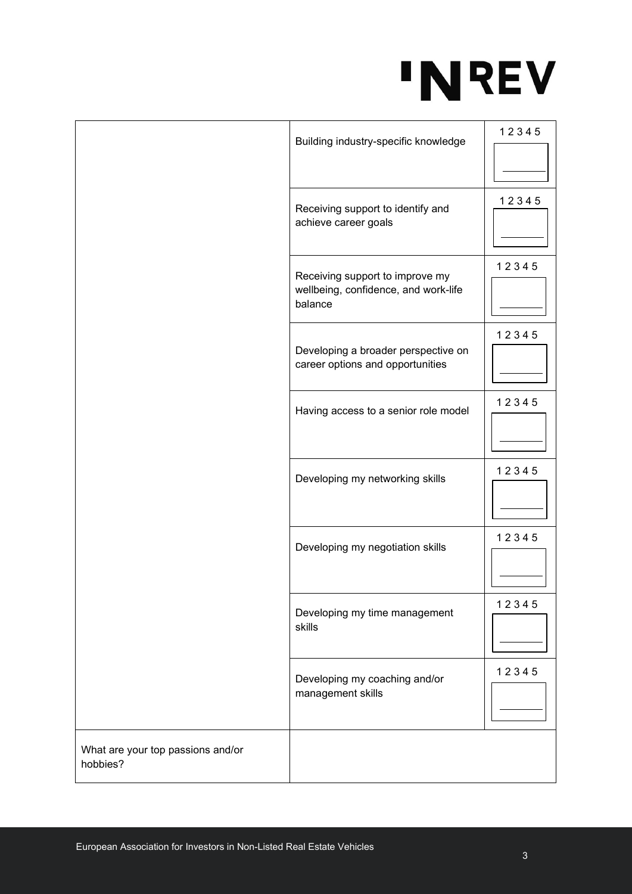| | | |
|---|---|---|
| | Building industry-specific knowledge | 1 2 3 4 5 |
| | Receiving support to identify and achieve career goals | 1 2 3 4 5 |
| | Receiving support to improve my wellbeing, confidence, and work-life balance | 1 2 3 4 5 |
| | Developing a broader perspective on career options and opportunities | 1 2 3 4 5 |
| | Having access to a senior role model | 1 2 3 4 5 |
| | Developing my networking skills | 1 2 3 4 5 |
| | Developing my negotiation skills | 1 2 3 4 5 |
| | Developing my time management skills | 1 2 3 4 5 |
| | Developing my coaching and/or management skills | 1 2 3 4 5 |
| What are your top passions and/or hobbies? | | |